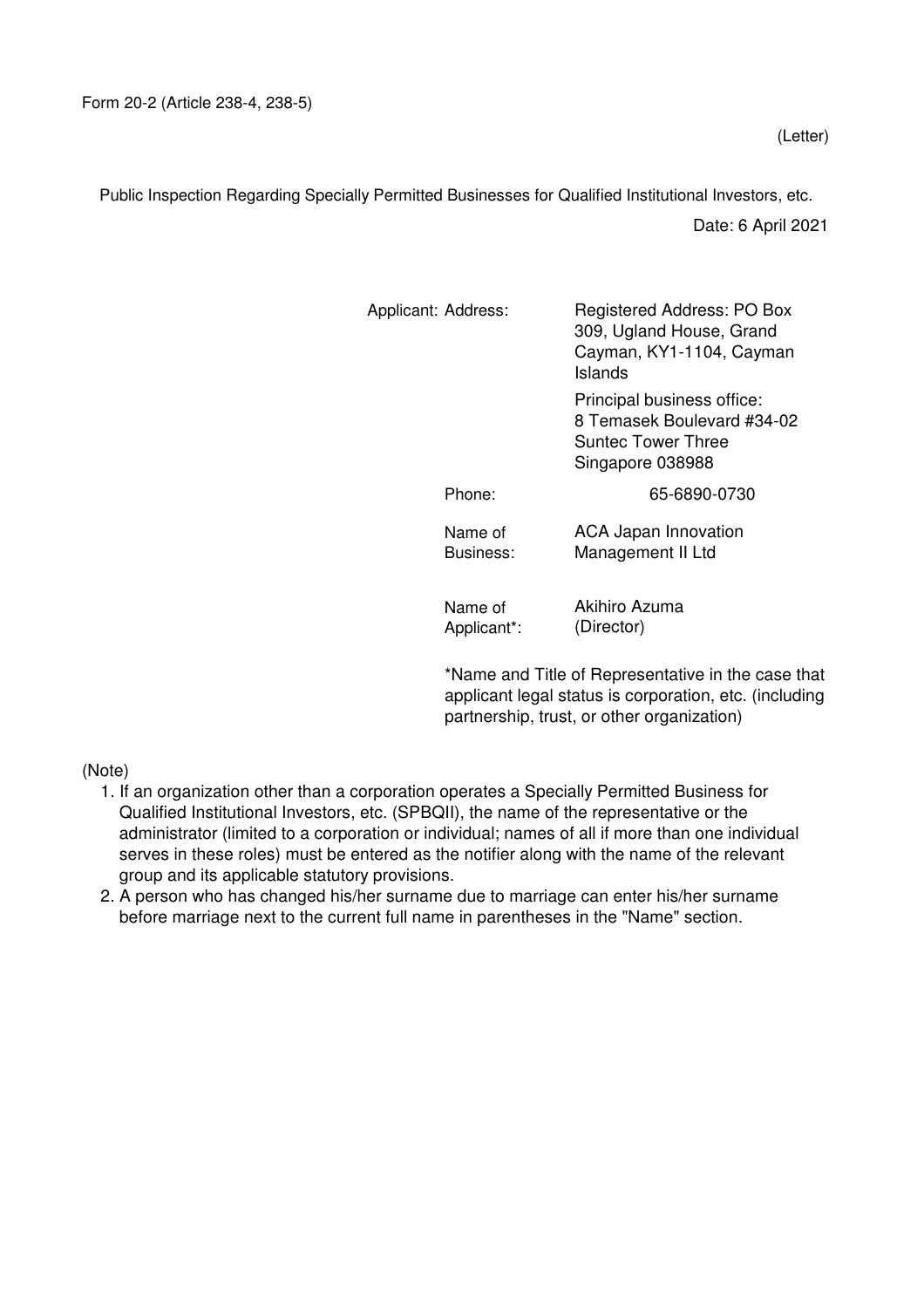Form 20-2 (Article 238-4, 238-5)

(Letter)

Public Inspection Regarding Specially Permitted Businesses for Qualified Institutional Investors, etc.

Date: 6 April 2021

| Applicant: | | |
|---|---|---|
| | Address: | Registered Address: PO Box 309, Ugland House, Grand Cayman, KY1-1104, Cayman Islands<br>Principal business office: 8 Temasek Boulevard #34-02 Suntec Tower Three Singapore 038988 |
| | Phone: | 65-6890-0730 |
| | Name of Business: | ACA Japan Innovation Management II Ltd |
| | Name of Applicant*: | Akihiro Azuma (Director) |

*Name and Title of Representative in the case that applicant legal status is corporation, etc. (including partnership, trust, or other organization)

(Note)

1. If an organization other than a corporation operates a Specially Permitted Business for Qualified Institutional Investors, etc. (SPBQII), the name of the representative or the administrator (limited to a corporation or individual; names of all if more than one individual serves in these roles) must be entered as the notifier along with the name of the relevant group and its applicable statutory provisions.
2. A person who has changed his/her surname due to marriage can enter his/her surname before marriage next to the current full name in parentheses in the "Name" section.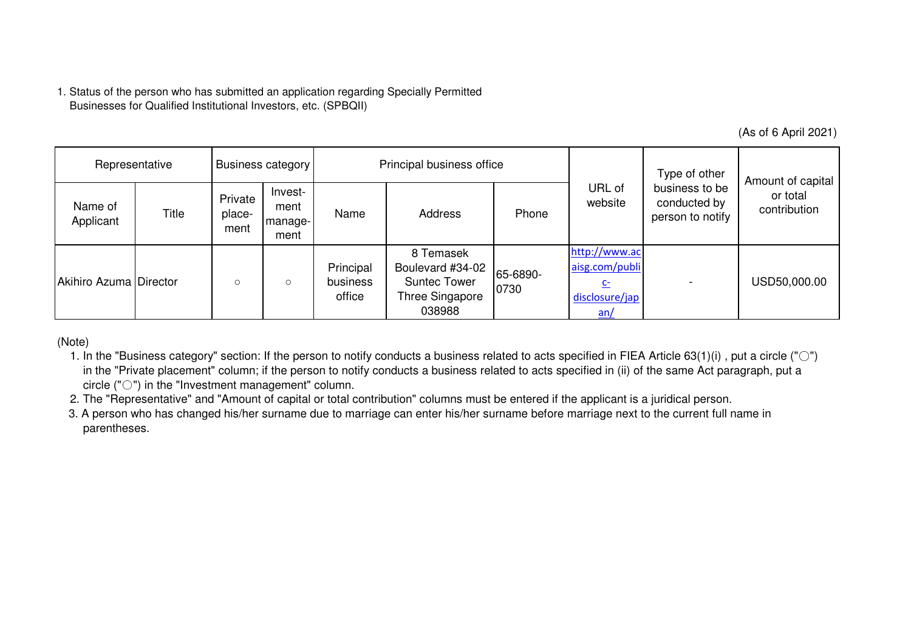1. Status of the person who has submitted an application regarding Specially Permitted Businesses for Qualified Institutional Investors, etc. (SPBQII)

(As of 6 April 2021)

| Representative | | Business category | | Principal business office | | | URL of website | Type of other business to be conducted by person to notify | Amount of capital or total contribution |
|---|---|---|---|---|---|---|---|---|---|
| Name of Applicant | Title | Private placement | Investment management | Name | Address | Phone | | | |
| Akihiro Azuma | Director | ○ | ○ | Principal business office | 8 Temasek Boulevard #34-02 Suntec Tower Three Singapore 038988 | 65-6890-0730 | http://www.acaisg.com/public-disclosure/japan/ | - | USD50,000.00 |

(Note)

1. In the "Business category" section: If the person to notify conducts a business related to acts specified in FIEA Article 63(1)(i) , put a circle ("○") in the "Private placement" column; if the person to notify conducts a business related to acts specified in (ii) of the same Act paragraph, put a circle ("○") in the "Investment management" column.
2. The "Representative" and "Amount of capital or total contribution" columns must be entered if the applicant is a juridical person.
3. A person who has changed his/her surname due to marriage can enter his/her surname before marriage next to the current full name in parentheses.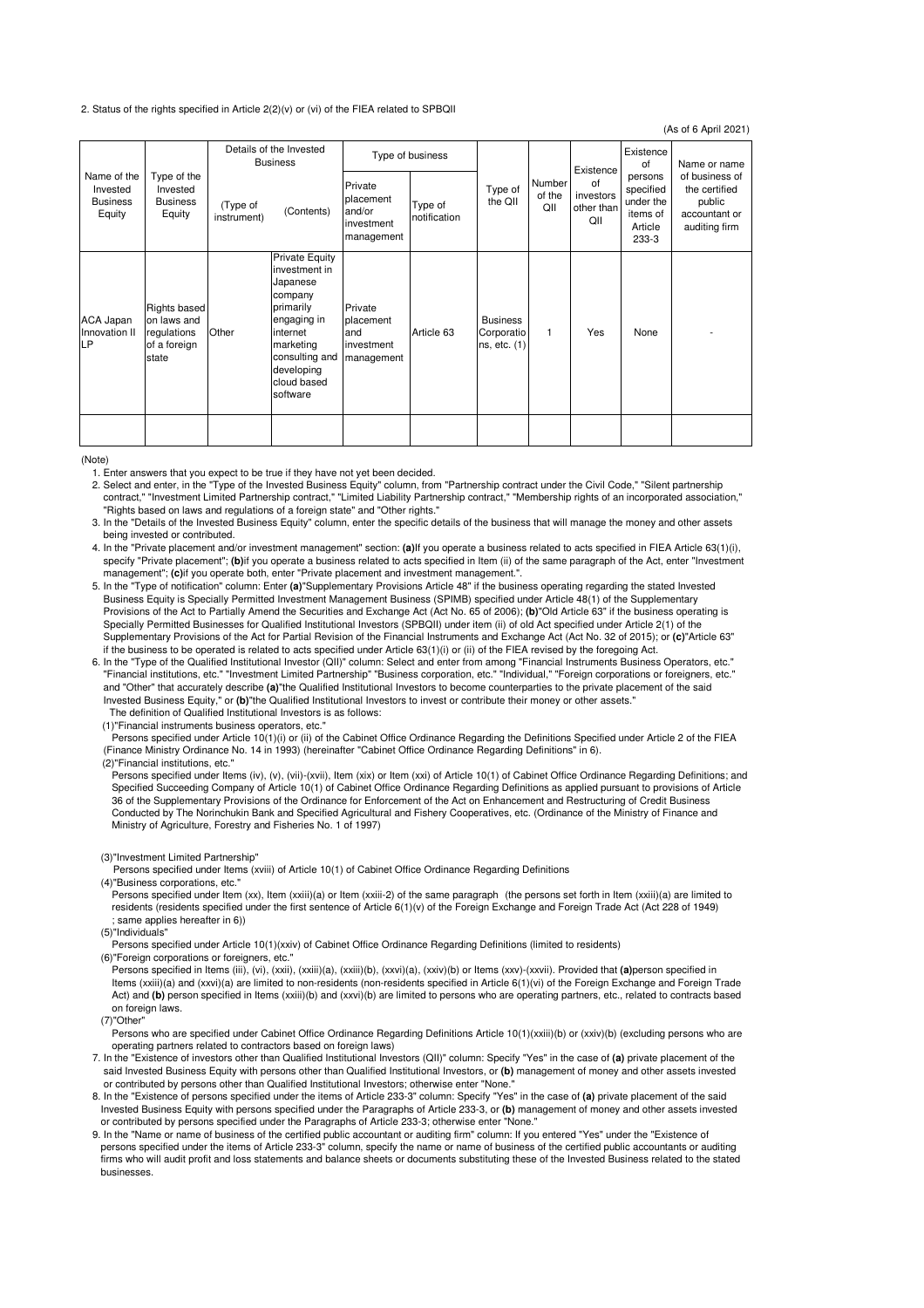2. Status of the rights specified in Article 2(2)(v) or (vi) of the FIEA related to SPBQII

(As of 6 April 2021)

| Name of the Invested Business Equity | Type of the Invested Business Equity | Details of the Invested Business | | Type of business | | Type of the QII | Number of the QII | Existence of investors other than QII | Existence of persons specified under the items of Article 233-3 | Name or name of business of the certified public accountant or auditing firm |
|---|---|---|---|---|---|---|---|---|---|---|
| | | (Type of instrument) | (Contents) | Private placement and/or investment management | Type of notification | | | | | |
| ACA Japan Innovation II LP | Rights based on laws and regulations of a foreign state | Other | Private Equity investment in Japanese company primarily engaging in internet marketing consulting and developing cloud based software | Private placement and investment management | Article 63 | Business Corporations, etc. (1) | 1 | Yes | None | - |
| | | | | | | | | | | |

(Note)

1. Enter answers that you expect to be true if they have not yet been decided.
2. Select and enter, in the "Type of the Invested Business Equity" column, from "Partnership contract under the Civil Code," "Silent partnership contract," "Investment Limited Partnership contract," "Limited Liability Partnership contract," "Membership rights of an incorporated association," "Rights based on laws and regulations of a foreign state" and "Other rights."
3. In the "Details of the Invested Business Equity" column, enter the specific details of the business that will manage the money and other assets being invested or contributed.
4. In the "Private placement and/or investment management" section: **(a)**If you operate a business related to acts specified in FIEA Article 63(1)(i), specify "Private placement"; **(b)**if you operate a business related to acts specified in Item (ii) of the same paragraph of the Act, enter "Investment management"; **(c)**if you operate both, enter "Private placement and investment management.".
5. In the "Type of notification" column: Enter **(a)**"Supplementary Provisions Article 48" if the business operating regarding the stated Invested Business Equity is Specially Permitted Investment Management Business (SPIMB) specified under Article 48(1) of the Supplementary Provisions of the Act to Partially Amend the Securities and Exchange Act (Act No. 65 of 2006); **(b)**"Old Article 63" if the business operating is Specially Permitted Businesses for Qualified Institutional Investors (SPBQII) under item (ii) of old Act specified under Article 2(1) of the Supplementary Provisions of the Act for Partial Revision of the Financial Instruments and Exchange Act (Act No. 32 of 2015); or **(c)**"Article 63" if the business to be operated is related to acts specified under Article 63(1)(i) or (ii) of the FIEA revised by the foregoing Act.
6. In the "Type of the Qualified Institutional Investor (QII)" column: Select and enter from among "Financial Instruments Business Operators, etc." "Financial institutions, etc." "Investment Limited Partnership" "Business corporation, etc." "Individual," "Foreign corporations or foreigners, etc." and "Other" that accurately describe **(a)**"the Qualified Institutional Investors to become counterparties to the private placement of the said Invested Business Equity," or **(b)**"the Qualified Institutional Investors to invest or contribute their money or other assets."
   The definition of Qualified Institutional Investors is as follows:
   (1)"Financial instruments business operators, etc."
   Persons specified under Article 10(1)(i) or (ii) of the Cabinet Office Ordinance Regarding the Definitions Specified under Article 2 of the FIEA (Finance Ministry Ordinance No. 14 in 1993) (hereinafter "Cabinet Office Ordinance Regarding Definitions" in 6).
   (2)"Financial institutions, etc."
   Persons specified under Items (iv), (v), (vii)-(xvii), Item (xix) or Item (xxi) of Article 10(1) of Cabinet Office Ordinance Regarding Definitions; and Specified Succeeding Company of Article 10(1) of Cabinet Office Ordinance Regarding Definitions as applied pursuant to provisions of Article 36 of the Supplementary Provisions of the Ordinance for Enforcement of the Act on Enhancement and Restructuring of Credit Business Conducted by The Norinchukin Bank and Specified Agricultural and Fishery Cooperatives, etc. (Ordinance of the Ministry of Finance and Ministry of Agriculture, Forestry and Fisheries No. 1 of 1997)

   (3)"Investment Limited Partnership"
   Persons specified under Items (xviii) of Article 10(1) of Cabinet Office Ordinance Regarding Definitions
   (4)"Business corporations, etc."
   Persons specified under Item (xx), Item (xxiii)(a) or Item (xxii-2) of the same paragraph (the persons set forth in Item (xxiii)(a) are limited to residents (residents specified under the first sentence of Article 6(1)(v) of the Foreign Exchange and Foreign Trade Act (Act 228 of 1949) ; same applies hereafter in 6))
   (5)"Individuals"
   Persons specified under Article 10(1)(xxiv) of Cabinet Office Ordinance Regarding Definitions (limited to residents)
   (6)"Foreign corporations or foreigners, etc."
   Persons specified in Items (iii), (vi), (xxii), (xxiii)(a), (xxiii)(b), (xxvi)(a), (xxiv)(b) or Items (xxv)-(xxvii). Provided that **(a)**person specified in Items (xxiii)(a) and (xxvi)(a) are limited to non-residents (non-residents specified in Article 6(1)(vi) of the Foreign Exchange and Foreign Trade Act) and **(b)** person specified in Items (xxiii)(b) and (xxvi)(b) are limited to persons who are operating partners, etc., related to contracts based on foreign laws.
   (7)"Other"
   Persons who are specified under Cabinet Office Ordinance Regarding Definitions Article 10(1)(xxiii)(b) or (xxiv)(b) (excluding persons who are operating partners related to contractors based on foreign laws)
7. In the "Existence of investors other than Qualified Institutional Investors (QII)" column: Specify "Yes" in the case of **(a)** private placement of the said Invested Business Equity with persons other than Qualified Institutional Investors, or **(b)** management of money and other assets invested or contributed by persons other than Qualified Institutional Investors; otherwise enter "None."
8. In the "Existence of persons specified under the items of Article 233-3" column: Specify "Yes" in the case of **(a)** private placement of the said Invested Business Equity with persons specified under the Paragraphs of Article 233-3, or **(b)** management of money and other assets invested or contributed by persons specified under the Paragraphs of Article 233-3; otherwise enter "None."
9. In the "Name or name of business of the certified public accountant or auditing firm" column: If you entered "Yes" under the "Existence of persons specified under the items of Article 233-3" column, specify the name or name of business of the certified public accountants or auditing firms who will audit profit and loss statements and balance sheets or documents substituting these of the Invested Business related to the stated businesses.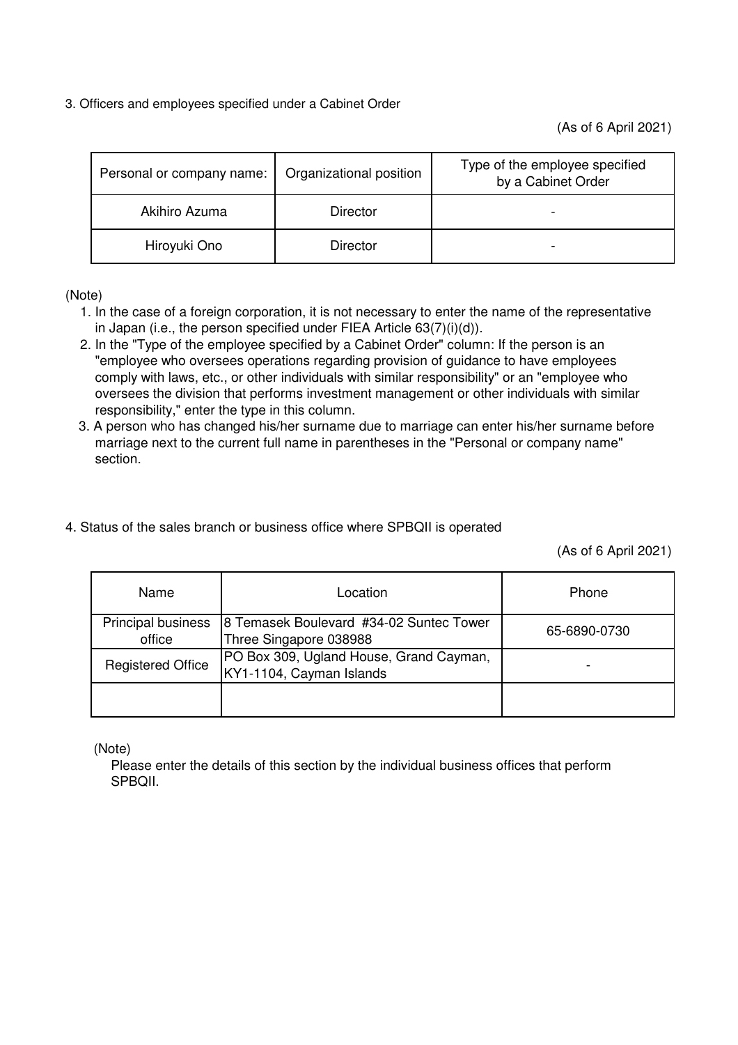3. Officers and employees specified under a Cabinet Order

(As of 6 April 2021)

| Personal or company name: | Organizational position | Type of the employee specified by a Cabinet Order |
|---|---|---|
| Akihiro Azuma | Director | - |
| Hiroyuki Ono | Director | - |

(Note)

1. In the case of a foreign corporation, it is not necessary to enter the name of the representative in Japan (i.e., the person specified under FIEA Article 63(7)(i)(d)).
2. In the "Type of the employee specified by a Cabinet Order" column: If the person is an "employee who oversees operations regarding provision of guidance to have employees comply with laws, etc., or other individuals with similar responsibility" or an "employee who oversees the division that performs investment management or other individuals with similar responsibility," enter the type in this column.
3. A person who has changed his/her surname due to marriage can enter his/her surname before marriage next to the current full name in parentheses in the "Personal or company name" section.

4. Status of the sales branch or business office where SPBQII is operated

(As of 6 April 2021)

| Name | Location | Phone |
|---|---|---|
| Principal business office | 8 Temasek Boulevard #34-02 Suntec Tower Three Singapore 038988 | 65-6890-0730 |
| Registered Office | PO Box 309, Ugland House, Grand Cayman, KY1-1104, Cayman Islands | - |
| | | |

(Note)

Please enter the details of this section by the individual business offices that perform SPBQII.